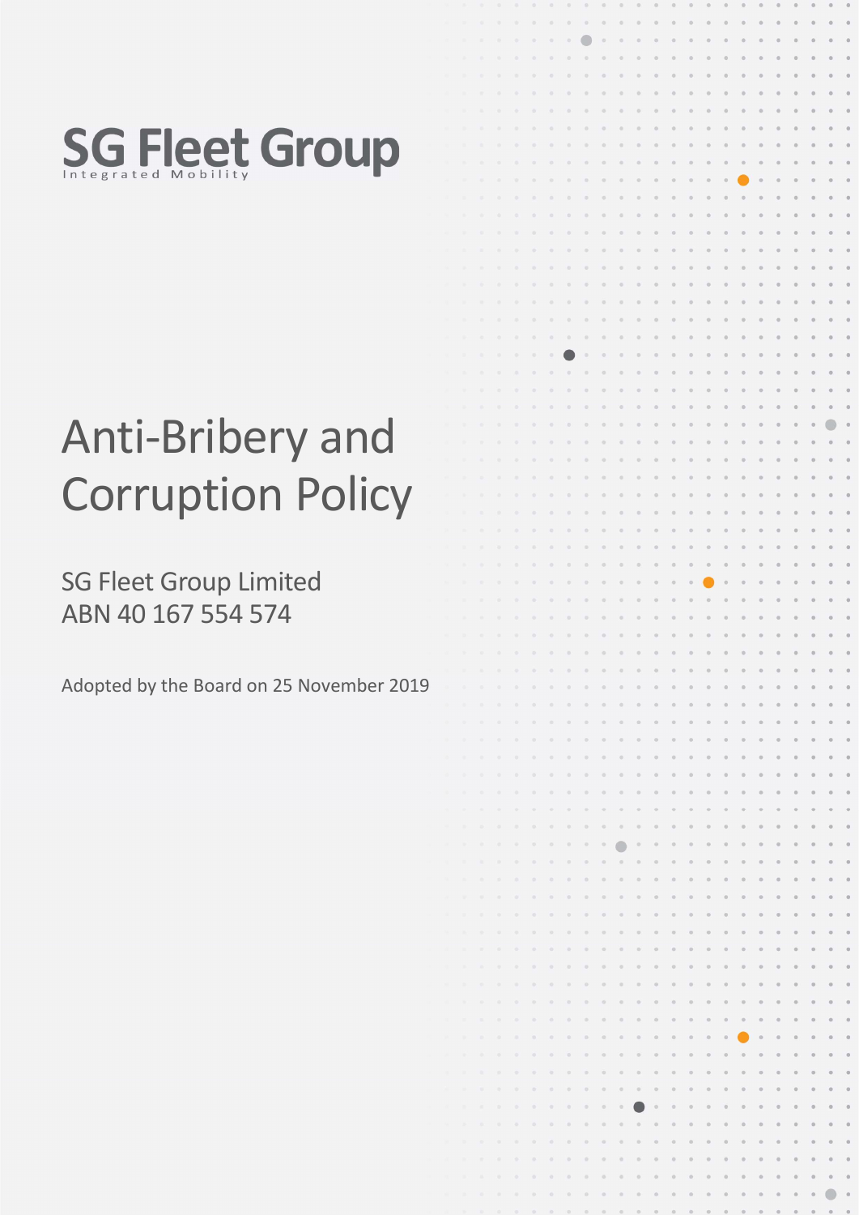SG Fleet Group

Integrated Mobility

# Anti-Bribery and Corruption Policy

SG Fleet Group Limited
ABN 40 167 554 574

Adopted by the Board on 25 November 2019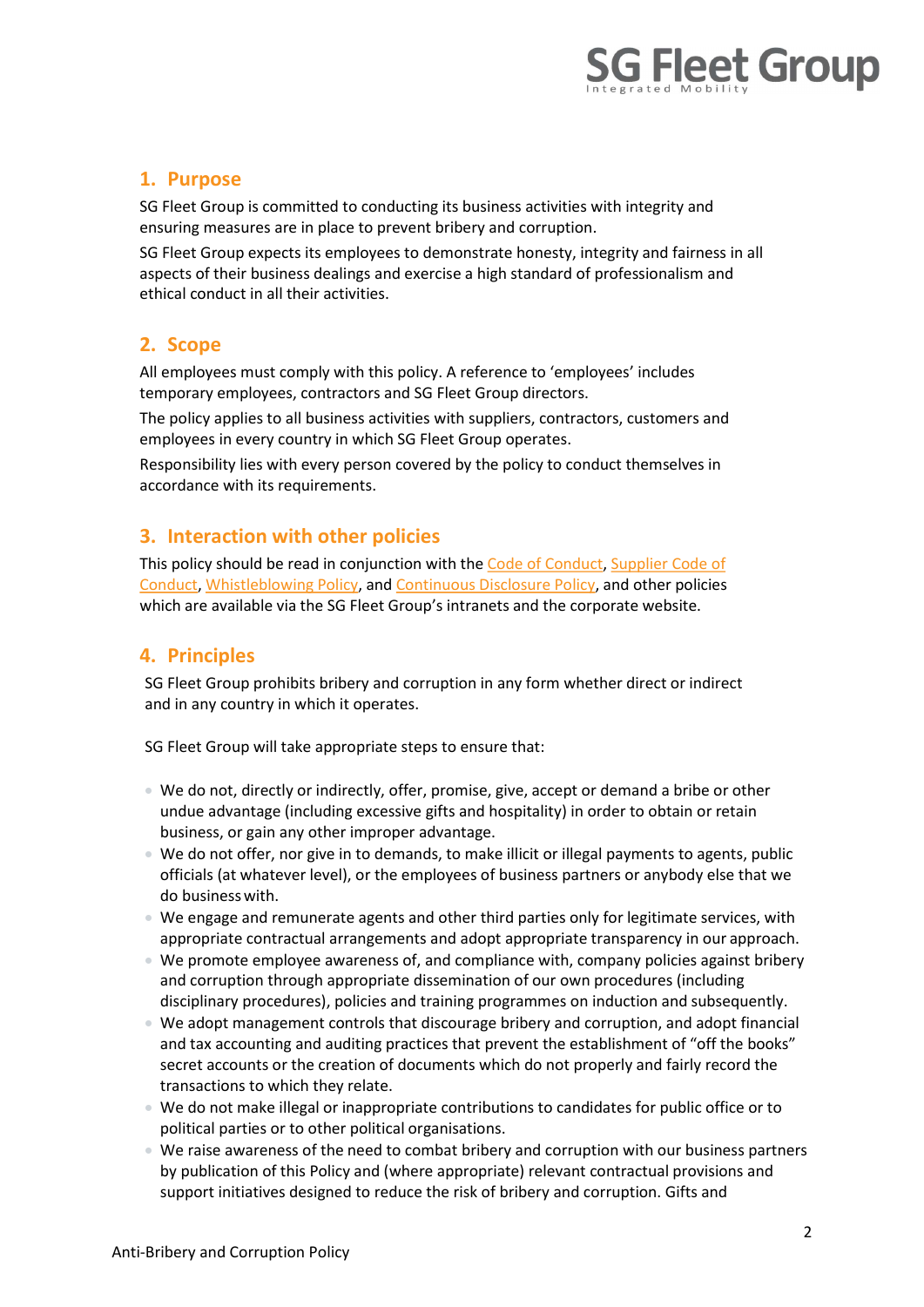## 1. Purpose

SG Fleet Group is committed to conducting its business activities with integrity and ensuring measures are in place to prevent bribery and corruption.

SG Fleet Group expects its employees to demonstrate honesty, integrity and fairness in all aspects of their business dealings and exercise a high standard of professionalism and ethical conduct in all their activities.

## 2. Scope

All employees must comply with this policy. A reference to 'employees' includes temporary employees, contractors and SG Fleet Group directors.

The policy applies to all business activities with suppliers, contractors, customers and employees in every country in which SG Fleet Group operates.

Responsibility lies with every person covered by the policy to conduct themselves in accordance with its requirements.

## 3. Interaction with other policies

This policy should be read in conjunction with the Code of Conduct, Supplier Code of Conduct, Whistleblowing Policy, and Continuous Disclosure Policy, and other policies which are available via the SG Fleet Group's intranets and the corporate website.

## 4. Principles

SG Fleet Group prohibits bribery and corruption in any form whether direct or indirect and in any country in which it operates.

SG Fleet Group will take appropriate steps to ensure that:

- We do not, directly or indirectly, offer, promise, give, accept or demand a bribe or other undue advantage (including excessive gifts and hospitality) in order to obtain or retain business, or gain any other improper advantage.
- We do not offer, nor give in to demands, to make illicit or illegal payments to agents, public officials (at whatever level), or the employees of business partners or anybody else that we do business with.
- We engage and remunerate agents and other third parties only for legitimate services, with appropriate contractual arrangements and adopt appropriate transparency in our approach.
- We promote employee awareness of, and compliance with, company policies against bribery and corruption through appropriate dissemination of our own procedures (including disciplinary procedures), policies and training programmes on induction and subsequently.
- We adopt management controls that discourage bribery and corruption, and adopt financial and tax accounting and auditing practices that prevent the establishment of "off the books" secret accounts or the creation of documents which do not properly and fairly record the transactions to which they relate.
- We do not make illegal or inappropriate contributions to candidates for public office or to political parties or to other political organisations.
- We raise awareness of the need to combat bribery and corruption with our business partners by publication of this Policy and (where appropriate) relevant contractual provisions and support initiatives designed to reduce the risk of bribery and corruption. Gifts and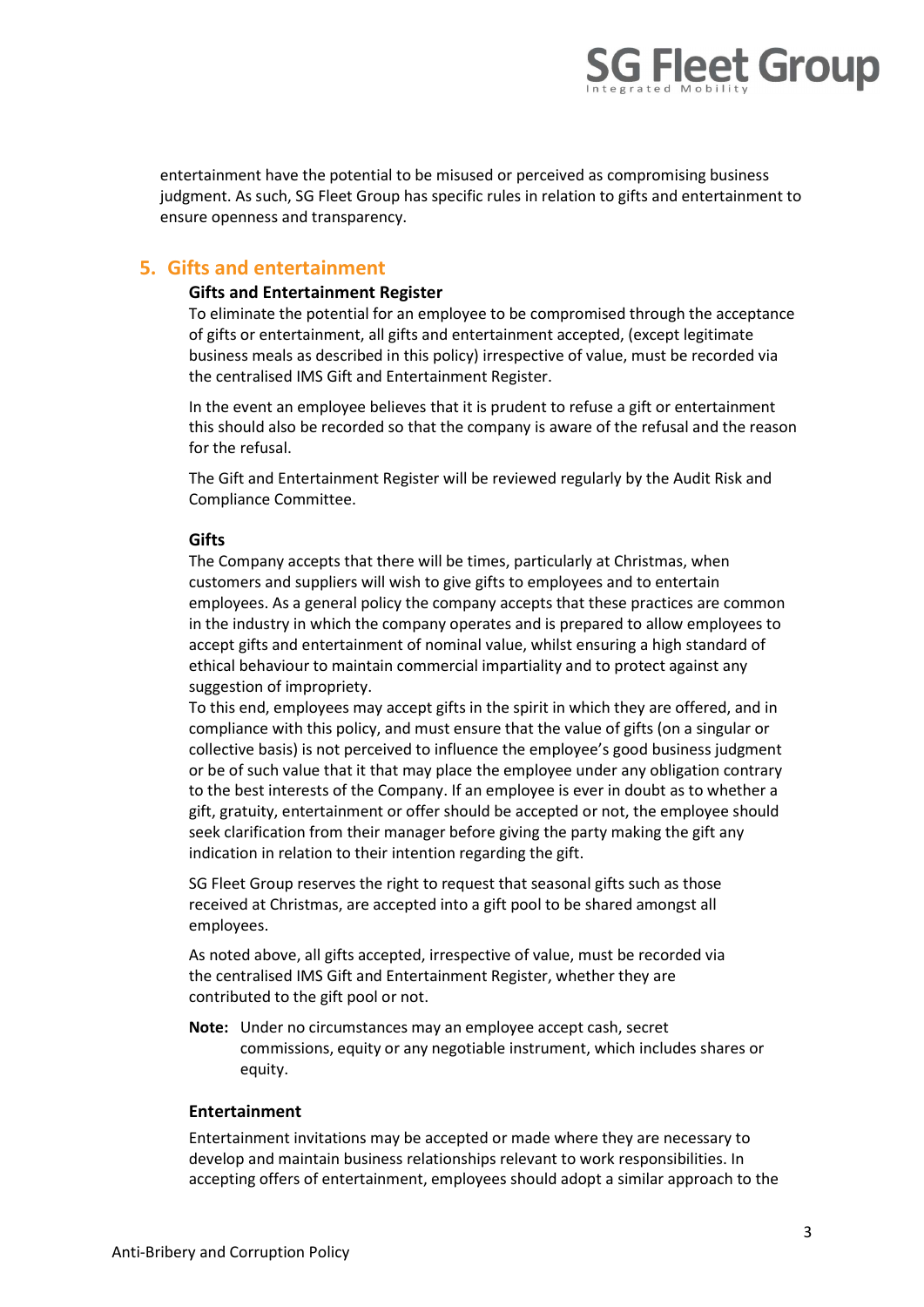entertainment have the potential to be misused or perceived as compromising business judgment. As such, SG Fleet Group has specific rules in relation to gifts and entertainment to ensure openness and transparency.

## 5. Gifts and entertainment

**Gifts and Entertainment Register**

To eliminate the potential for an employee to be compromised through the acceptance of gifts or entertainment, all gifts and entertainment accepted, (except legitimate business meals as described in this policy) irrespective of value, must be recorded via the centralised IMS Gift and Entertainment Register.

In the event an employee believes that it is prudent to refuse a gift or entertainment this should also be recorded so that the company is aware of the refusal and the reason for the refusal.

The Gift and Entertainment Register will be reviewed regularly by the Audit Risk and Compliance Committee.

**Gifts**

The Company accepts that there will be times, particularly at Christmas, when customers and suppliers will wish to give gifts to employees and to entertain employees. As a general policy the company accepts that these practices are common in the industry in which the company operates and is prepared to allow employees to accept gifts and entertainment of nominal value, whilst ensuring a high standard of ethical behaviour to maintain commercial impartiality and to protect against any suggestion of impropriety.
To this end, employees may accept gifts in the spirit in which they are offered, and in compliance with this policy, and must ensure that the value of gifts (on a singular or collective basis) is not perceived to influence the employee's good business judgment or be of such value that it that may place the employee under any obligation contrary to the best interests of the Company. If an employee is ever in doubt as to whether a gift, gratuity, entertainment or offer should be accepted or not, the employee should seek clarification from their manager before giving the party making the gift any indication in relation to their intention regarding the gift.

SG Fleet Group reserves the right to request that seasonal gifts such as those received at Christmas, are accepted into a gift pool to be shared amongst all employees.

As noted above, all gifts accepted, irrespective of value, must be recorded via the centralised IMS Gift and Entertainment Register, whether they are contributed to the gift pool or not.

**Note:** Under no circumstances may an employee accept cash, secret commissions, equity or any negotiable instrument, which includes shares or equity.

**Entertainment**

Entertainment invitations may be accepted or made where they are necessary to develop and maintain business relationships relevant to work responsibilities. In accepting offers of entertainment, employees should adopt a similar approach to the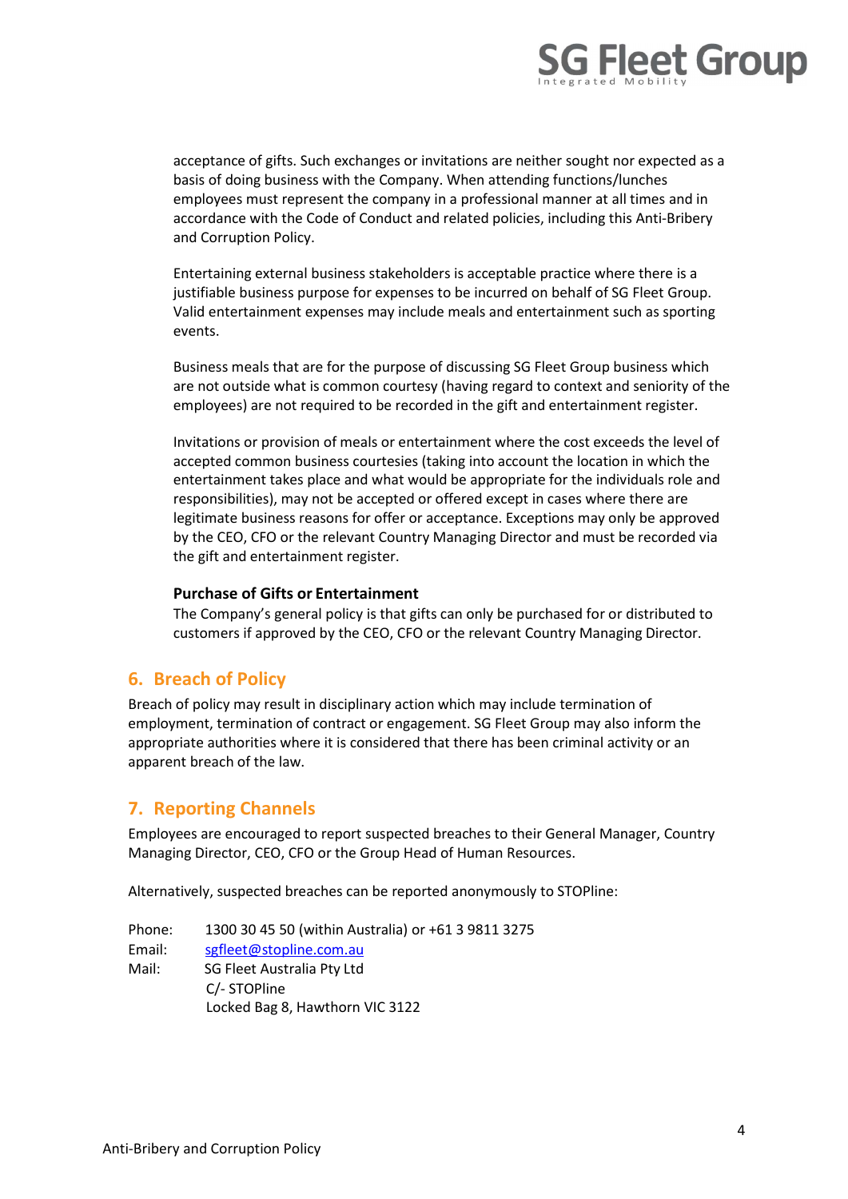acceptance of gifts. Such exchanges or invitations are neither sought nor expected as a basis of doing business with the Company. When attending functions/lunches employees must represent the company in a professional manner at all times and in accordance with the Code of Conduct and related policies, including this Anti-Bribery and Corruption Policy.

Entertaining external business stakeholders is acceptable practice where there is a justifiable business purpose for expenses to be incurred on behalf of SG Fleet Group. Valid entertainment expenses may include meals and entertainment such as sporting events.

Business meals that are for the purpose of discussing SG Fleet Group business which are not outside what is common courtesy (having regard to context and seniority of the employees) are not required to be recorded in the gift and entertainment register.

Invitations or provision of meals or entertainment where the cost exceeds the level of accepted common business courtesies (taking into account the location in which the entertainment takes place and what would be appropriate for the individuals role and responsibilities), may not be accepted or offered except in cases where there are legitimate business reasons for offer or acceptance. Exceptions may only be approved by the CEO, CFO or the relevant Country Managing Director and must be recorded via the gift and entertainment register.

**Purchase of Gifts or Entertainment**

The Company's general policy is that gifts can only be purchased for or distributed to customers if approved by the CEO, CFO or the relevant Country Managing Director.

## 6. Breach of Policy

Breach of policy may result in disciplinary action which may include termination of employment, termination of contract or engagement. SG Fleet Group may also inform the appropriate authorities where it is considered that there has been criminal activity or an apparent breach of the law.

## 7. Reporting Channels

Employees are encouraged to report suspected breaches to their General Manager, Country Managing Director, CEO, CFO or the Group Head of Human Resources.

Alternatively, suspected breaches can be reported anonymously to STOPline:

Phone: 1300 30 45 50 (within Australia) or +61 3 9811 3275
Email: sgfleet@stopline.com.au
Mail: SG Fleet Australia Pty Ltd
C/- STOPline
Locked Bag 8, Hawthorn VIC 3122